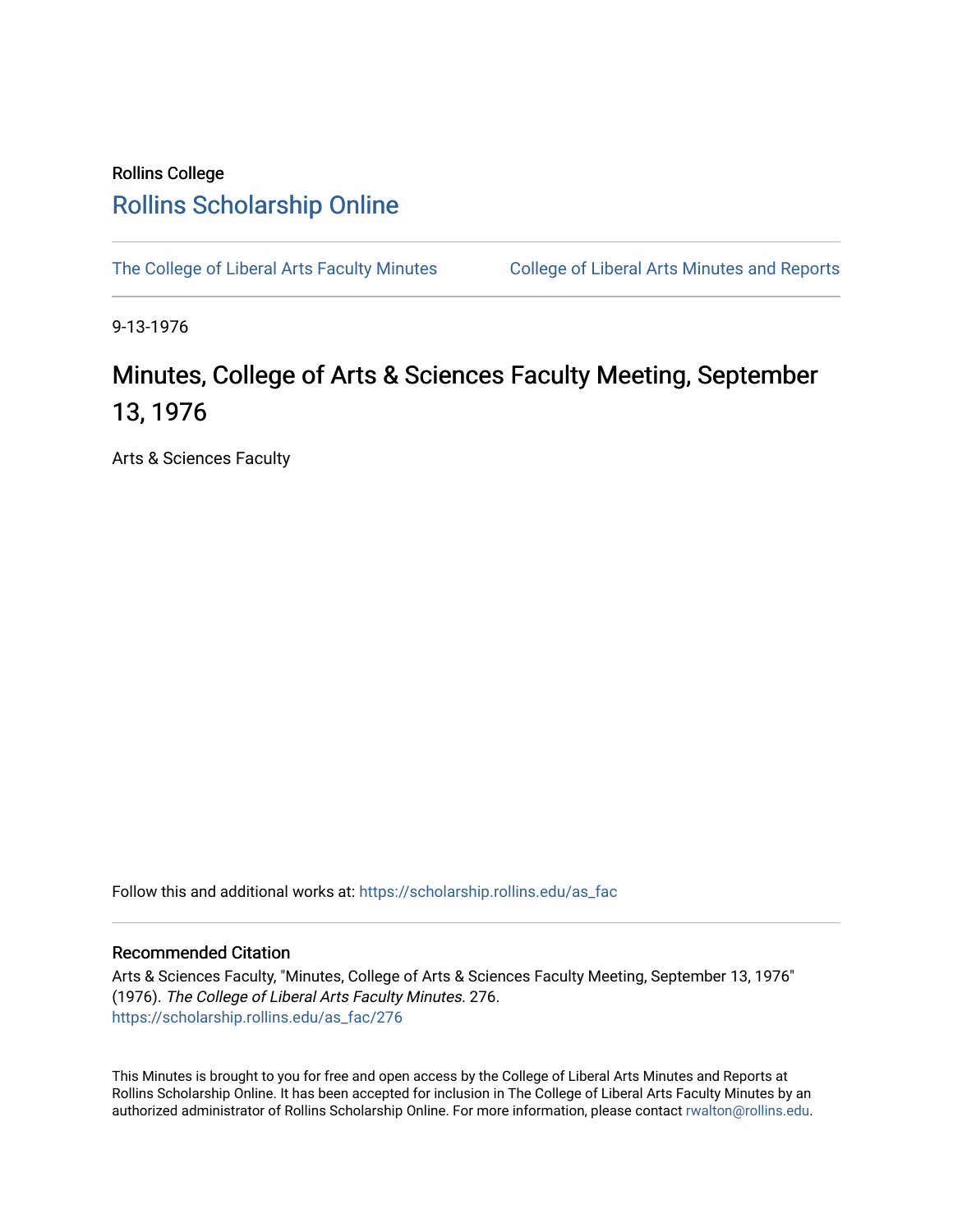Rollins College

# Rollins Scholarship Online

The College of Liberal Arts Faculty Minutes    College of Liberal Arts Minutes and Reports

9-13-1976

# Minutes, College of Arts & Sciences Faculty Meeting, September 13, 1976

Arts & Sciences Faculty

Follow this and additional works at: https://scholarship.rollins.edu/as_fac

## Recommended Citation

Arts & Sciences Faculty, "Minutes, College of Arts & Sciences Faculty Meeting, September 13, 1976" (1976). *The College of Liberal Arts Faculty Minutes*. 276.
https://scholarship.rollins.edu/as_fac/276

This Minutes is brought to you for free and open access by the College of Liberal Arts Minutes and Reports at Rollins Scholarship Online. It has been accepted for inclusion in The College of Liberal Arts Faculty Minutes by an authorized administrator of Rollins Scholarship Online. For more information, please contact rwalton@rollins.edu.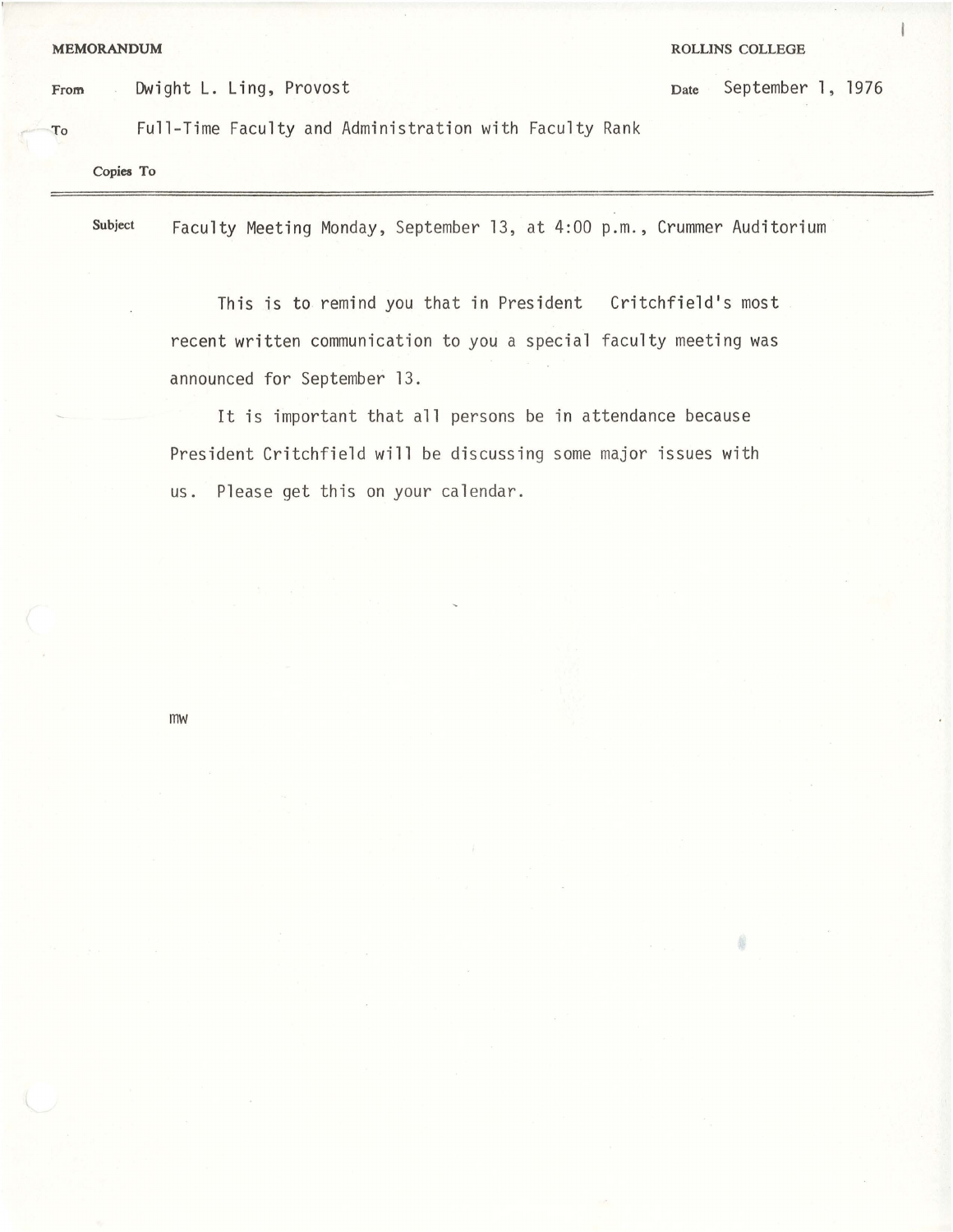**MEMORANDUM** — **ROLLINS COLLEGE**

**From** Dwight L. Ling, Provost

**Date** September 1, 1976

**To** Full-Time Faculty and Administration with Faculty Rank

**Copies To**

---

**Subject** Faculty Meeting Monday, September 13, at 4:00 p.m., Crummer Auditorium

This is to remind you that in President Critchfield's most recent written communication to you a special faculty meeting was announced for September 13.

It is important that all persons be in attendance because President Critchfield will be discussing some major issues with us. Please get this on your calendar.

mw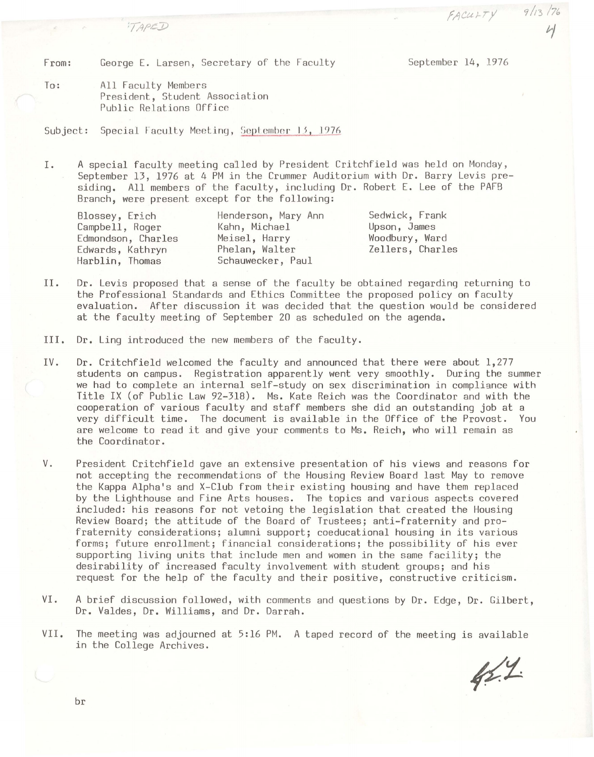TAPED

FACULTY 9/13/76

4

From: George E. Larsen, Secretary of the Faculty — September 14, 1976

To: All Faculty Members
President, Student Association
Public Relations Office

Subject: Special Faculty Meeting, September 13, 1976

I. A special faculty meeting called by President Critchfield was held on Monday, September 13, 1976 at 4 PM in the Crummer Auditorium with Dr. Barry Levis presiding. All members of the faculty, including Dr. Robert E. Lee of the PAFB Branch, were present except for the following:

| | | |
|---|---|---|
| Blossey, Erich | Henderson, Mary Ann | Sedwick, Frank |
| Campbell, Roger | Kahn, Michael | Upson, James |
| Edmondson, Charles | Meisel, Harry | Woodbury, Ward |
| Edwards, Kathryn | Phelan, Walter | Zellers, Charles |
| Harblin, Thomas | Schauwecker, Paul | |

II. Dr. Levis proposed that a sense of the faculty be obtained regarding returning to the Professional Standards and Ethics Committee the proposed policy on faculty evaluation. After discussion it was decided that the question would be considered at the faculty meeting of September 20 as scheduled on the agenda.

III. Dr. Ling introduced the new members of the faculty.

IV. Dr. Critchfield welcomed the faculty and announced that there were about 1,277 students on campus. Registration apparently went very smoothly. During the summer we had to complete an internal self-study on sex discrimination in compliance with Title IX (of Public Law 92-318). Ms. Kate Reich was the Coordinator and with the cooperation of various faculty and staff members she did an outstanding job at a very difficult time. The document is available in the Office of the Provost. You are welcome to read it and give your comments to Ms. Reich, who will remain as the Coordinator.

V. President Critchfield gave an extensive presentation of his views and reasons for not accepting the recommendations of the Housing Review Board last May to remove the Kappa Alpha's and X-Club from their existing housing and have them replaced by the Lighthouse and Fine Arts houses. The topics and various aspects covered included: his reasons for not vetoing the legislation that created the Housing Review Board; the attitude of the Board of Trustees; anti-fraternity and pro-fraternity considerations; alumni support; coeducational housing in its various forms; future enrollment; financial considerations; the possibility of his ever supporting living units that include men and women in the same facility; the desirability of increased faculty involvement with student groups; and his request for the help of the faculty and their positive, constructive criticism.

VI. A brief discussion followed, with comments and questions by Dr. Edge, Dr. Gilbert, Dr. Valdes, Dr. Williams, and Dr. Darrah.

VII. The meeting was adjourned at 5:16 PM. A taped record of the meeting is available in the College Archives.

G.L.

br